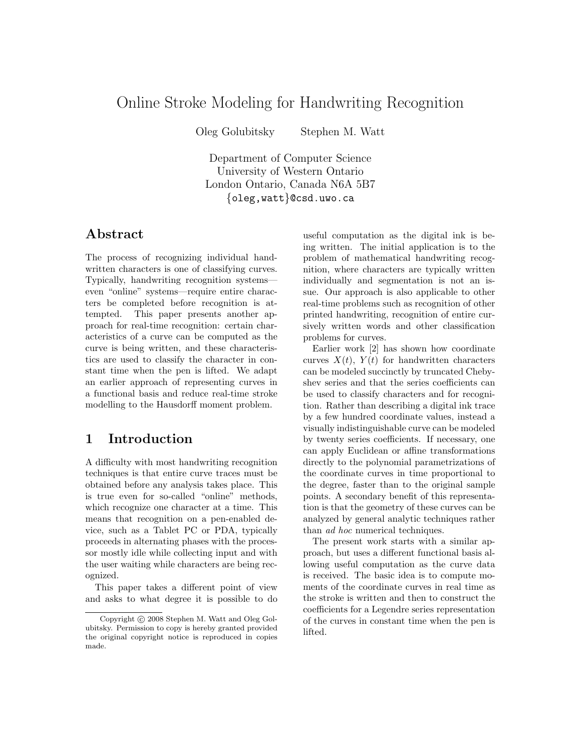# Online Stroke Modeling for Handwriting Recognition

Oleg Golubitsky  Stephen M. Watt

Department of Computer Science
University of Western Ontario
London Ontario, Canada N6A 5B7
{oleg,watt}@csd.uwo.ca

## Abstract

The process of recognizing individual handwritten characters is one of classifying curves. Typically, handwriting recognition systems—even "online" systems—require entire characters be completed before recognition is attempted. This paper presents another approach for real-time recognition: certain characteristics of a curve can be computed as the curve is being written, and these characteristics are used to classify the character in constant time when the pen is lifted. We adapt an earlier approach of representing curves in a functional basis and reduce real-time stroke modelling to the Hausdorff moment problem.

## 1 Introduction

A difficulty with most handwriting recognition techniques is that entire curve traces must be obtained before any analysis takes place. This is true even for so-called "online" methods, which recognize one character at a time. This means that recognition on a pen-enabled device, such as a Tablet PC or PDA, typically proceeds in alternating phases with the processor mostly idle while collecting input and with the user waiting while characters are being recognized.

This paper takes a different point of view and asks to what degree it is possible to do useful computation as the digital ink is being written. The initial application is to the problem of mathematical handwriting recognition, where characters are typically written individually and segmentation is not an issue. Our approach is also applicable to other real-time problems such as recognition of other printed handwriting, recognition of entire cursively written words and other classification problems for curves.

Earlier work [2] has shown how coordinate curves $X(t)$, $Y(t)$ for handwritten characters can be modeled succinctly by truncated Chebyshev series and that the series coefficients can be used to classify characters and for recognition. Rather than describing a digital ink trace by a few hundred coordinate values, instead a visually indistinguishable curve can be modeled by twenty series coefficients. If necessary, one can apply Euclidean or affine transformations directly to the polynomial parametrizations of the coordinate curves in time proportional to the degree, faster than to the original sample points. A secondary benefit of this representation is that the geometry of these curves can be analyzed by general analytic techniques rather than *ad hoc* numerical techniques.

The present work starts with a similar approach, but uses a different functional basis allowing useful computation as the curve data is received. The basic idea is to compute moments of the coordinate curves in real time as the stroke is written and then to construct the coefficients for a Legendre series representation of the curves in constant time when the pen is lifted.

Copyright © 2008 Stephen M. Watt and Oleg Golubitsky. Permission to copy is hereby granted provided the original copyright notice is reproduced in copies made.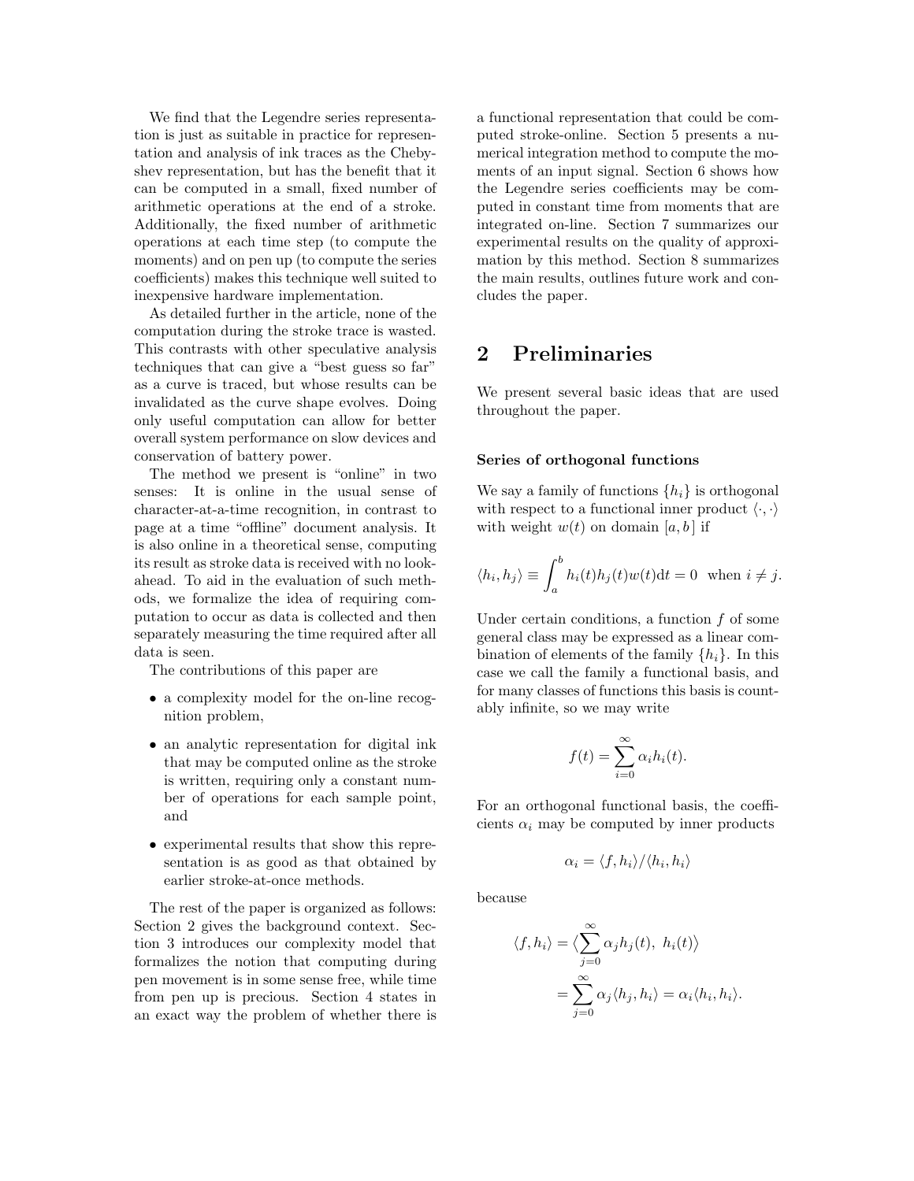We find that the Legendre series representation is just as suitable in practice for representation and analysis of ink traces as the Chebyshev representation, but has the benefit that it can be computed in a small, fixed number of arithmetic operations at the end of a stroke. Additionally, the fixed number of arithmetic operations at each time step (to compute the moments) and on pen up (to compute the series coefficients) makes this technique well suited to inexpensive hardware implementation.

As detailed further in the article, none of the computation during the stroke trace is wasted. This contrasts with other speculative analysis techniques that can give a "best guess so far" as a curve is traced, but whose results can be invalidated as the curve shape evolves. Doing only useful computation can allow for better overall system performance on slow devices and conservation of battery power.

The method we present is "online" in two senses: It is online in the usual sense of character-at-a-time recognition, in contrast to page at a time "offline" document analysis. It is also online in a theoretical sense, computing its result as stroke data is received with no look-ahead. To aid in the evaluation of such methods, we formalize the idea of requiring computation to occur as data is collected and then separately measuring the time required after all data is seen.

The contributions of this paper are

- a complexity model for the on-line recognition problem,
- an analytic representation for digital ink that may be computed online as the stroke is written, requiring only a constant number of operations for each sample point, and
- experimental results that show this representation is as good as that obtained by earlier stroke-at-once methods.

The rest of the paper is organized as follows: Section 2 gives the background context. Section 3 introduces our complexity model that formalizes the notion that computing during pen movement is in some sense free, while time from pen up is precious. Section 4 states in an exact way the problem of whether there is a functional representation that could be computed stroke-online. Section 5 presents a numerical integration method to compute the moments of an input signal. Section 6 shows how the Legendre series coefficients may be computed in constant time from moments that are integrated on-line. Section 7 summarizes our experimental results on the quality of approximation by this method. Section 8 summarizes the main results, outlines future work and concludes the paper.

## 2 Preliminaries

We present several basic ideas that are used throughout the paper.

#### Series of orthogonal functions

We say a family of functions $\{h_i\}$ is orthogonal with respect to a functional inner product $\langle \cdot, \cdot \rangle$ with weight $w(t)$ on domain $[a, b]$ if

$$\langle h_i, h_j \rangle \equiv \int_a^b h_i(t) h_j(t) w(t) \mathrm{d}t = 0 \quad \text{when } i \neq j.$$

Under certain conditions, a function $f$ of some general class may be expressed as a linear combination of elements of the family $\{h_i\}$. In this case we call the family a functional basis, and for many classes of functions this basis is countably infinite, so we may write

$$f(t) = \sum_{i=0}^{\infty} \alpha_i h_i(t).$$

For an orthogonal functional basis, the coefficients $\alpha_i$ may be computed by inner products

$$\alpha_i = \langle f, h_i \rangle / \langle h_i, h_i \rangle$$

because

$$\begin{aligned}
\langle f, h_i \rangle &= \Big\langle \sum_{j=0}^{\infty} \alpha_j h_j(t),\ h_i(t) \Big\rangle \\
&= \sum_{j=0}^{\infty} \alpha_j \langle h_j, h_i \rangle = \alpha_i \langle h_i, h_i \rangle.
\end{aligned}$$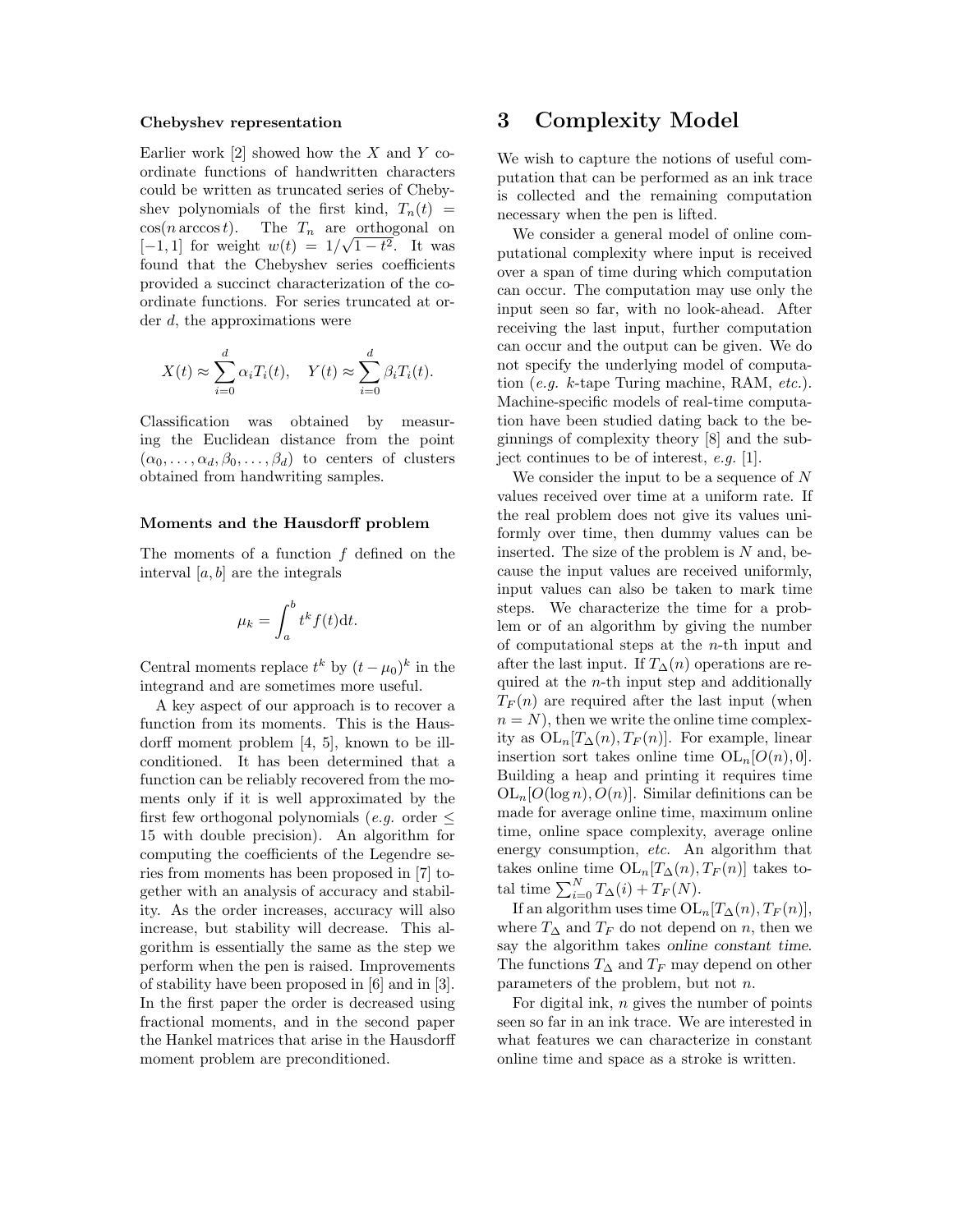### Chebyshev representation

Earlier work [2] showed how the $X$ and $Y$ coordinate functions of handwritten characters could be written as truncated series of Chebyshev polynomials of the first kind, $T_n(t) = \cos(n \arccos t)$. The $T_n$ are orthogonal on $[-1, 1]$ for weight $w(t) = 1/\sqrt{1 - t^2}$. It was found that the Chebyshev series coefficients provided a succinct characterization of the coordinate functions. For series truncated at order $d$, the approximations were

$$X(t) \approx \sum_{i=0}^{d} \alpha_i T_i(t), \quad Y(t) \approx \sum_{i=0}^{d} \beta_i T_i(t).$$

Classification was obtained by measuring the Euclidean distance from the point $(\alpha_0, \dots, \alpha_d, \beta_0, \dots, \beta_d)$ to centers of clusters obtained from handwriting samples.

### Moments and the Hausdorff problem

The moments of a function $f$ defined on the interval $[a, b]$ are the integrals

$$\mu_k = \int_a^b t^k f(t) \mathrm{d}t.$$

Central moments replace $t^k$ by $(t - \mu_0)^k$ in the integrand and are sometimes more useful.

A key aspect of our approach is to recover a function from its moments. This is the Hausdorff moment problem [4, 5], known to be ill-conditioned. It has been determined that a function can be reliably recovered from the moments only if it is well approximated by the first few orthogonal polynomials (*e.g.* order $\leq 15$ with double precision). An algorithm for computing the coefficients of the Legendre series from moments has been proposed in [7] together with an analysis of accuracy and stability. As the order increases, accuracy will also increase, but stability will decrease. This algorithm is essentially the same as the step we perform when the pen is raised. Improvements of stability have been proposed in [6] and in [3]. In the first paper the order is decreased using fractional moments, and in the second paper the Hankel matrices that arise in the Hausdorff moment problem are preconditioned.

# 3 Complexity Model

We wish to capture the notions of useful computation that can be performed as an ink trace is collected and the remaining computation necessary when the pen is lifted.

We consider a general model of online computational complexity where input is received over a span of time during which computation can occur. The computation may use only the input seen so far, with no look-ahead. After receiving the last input, further computation can occur and the output can be given. We do not specify the underlying model of computation (*e.g.* $k$-tape Turing machine, RAM, *etc.*). Machine-specific models of real-time computation have been studied dating back to the beginnings of complexity theory [8] and the subject continues to be of interest, *e.g.* [1].

We consider the input to be a sequence of $N$ values received over time at a uniform rate. If the real problem does not give its values uniformly over time, then dummy values can be inserted. The size of the problem is $N$ and, because the input values are received uniformly, input values can also be taken to mark time steps. We characterize the time for a problem or of an algorithm by giving the number of computational steps at the $n$-th input and after the last input. If $T_\Delta(n)$ operations are required at the $n$-th input step and additionally $T_F(n)$ are required after the last input (when $n = N$), then we write the online time complexity as $\mathrm{OL}_n[T_\Delta(n), T_F(n)]$. For example, linear insertion sort takes online time $\mathrm{OL}_n[O(n), 0]$. Building a heap and printing it requires time $\mathrm{OL}_n[O(\log n), O(n)]$. Similar definitions can be made for average online time, maximum online time, online space complexity, average online energy consumption, *etc.* An algorithm that takes online time $\mathrm{OL}_n[T_\Delta(n), T_F(n)]$ takes total time $\sum_{i=0}^{N} T_\Delta(i) + T_F(N)$.

If an algorithm uses time $\mathrm{OL}_n[T_\Delta(n), T_F(n)]$, where $T_\Delta$ and $T_F$ do not depend on $n$, then we say the algorithm takes *online constant time*. The functions $T_\Delta$ and $T_F$ may depend on other parameters of the problem, but not $n$.

For digital ink, $n$ gives the number of points seen so far in an ink trace. We are interested in what features we can characterize in constant online time and space as a stroke is written.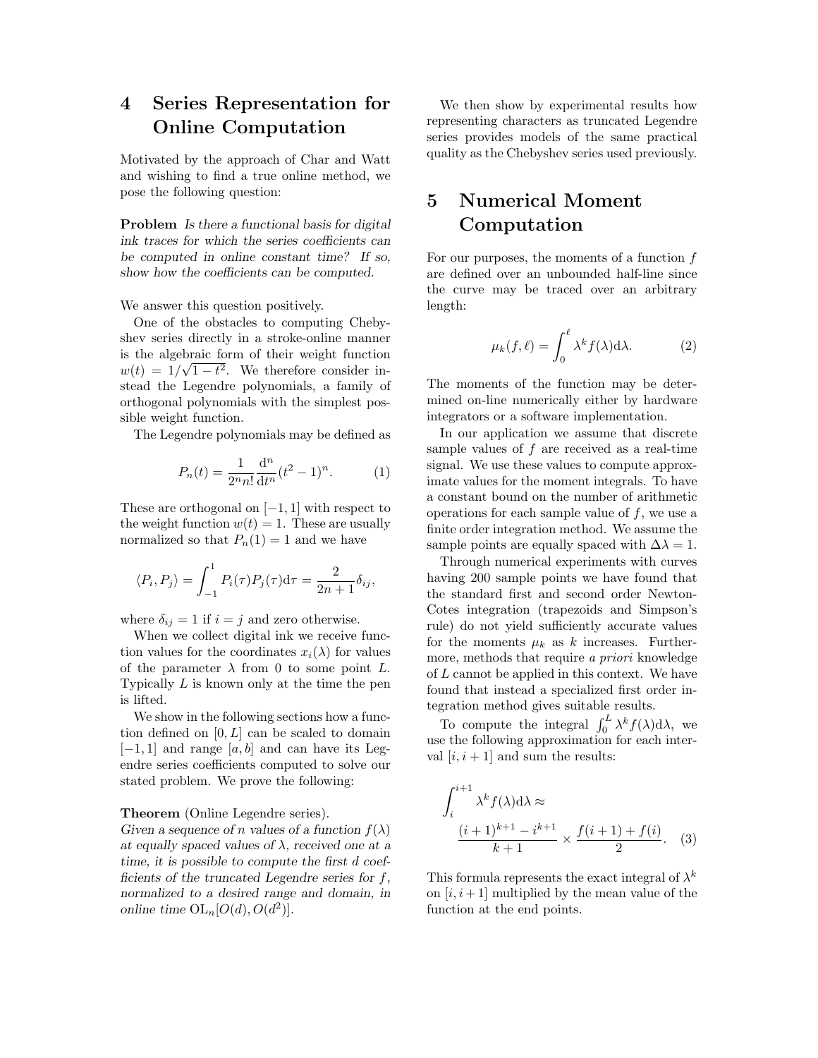## 4 Series Representation for Online Computation

Motivated by the approach of Char and Watt and wishing to find a true online method, we pose the following question:

**Problem** *Is there a functional basis for digital ink traces for which the series coefficients can be computed in online constant time? If so, show how the coefficients can be computed.*

We answer this question positively.

One of the obstacles to computing Chebyshev series directly in a stroke-online manner is the algebraic form of their weight function $w(t) = 1/\sqrt{1-t^2}$. We therefore consider instead the Legendre polynomials, a family of orthogonal polynomials with the simplest possible weight function.

The Legendre polynomials may be defined as

$$P_n(t) = \frac{1}{2^n n!}\frac{\mathrm{d}^n}{\mathrm{d}t^n}(t^2-1)^n. \tag{1}$$

These are orthogonal on $[-1, 1]$ with respect to the weight function $w(t) = 1$. These are usually normalized so that $P_n(1) = 1$ and we have

$$\langle P_i, P_j \rangle = \int_{-1}^{1} P_i(\tau)P_j(\tau)\mathrm{d}\tau = \frac{2}{2n+1}\delta_{ij},$$

where $\delta_{ij} = 1$ if $i = j$ and zero otherwise.

When we collect digital ink we receive function values for the coordinates $x_i(\lambda)$ for values of the parameter $\lambda$ from 0 to some point $L$. Typically $L$ is known only at the time the pen is lifted.

We show in the following sections how a function defined on $[0, L]$ can be scaled to domain $[-1, 1]$ and range $[a, b]$ and can have its Legendre series coefficients computed to solve our stated problem. We prove the following:

**Theorem** (Online Legendre series).
*Given a sequence of $n$ values of a function $f(\lambda)$ at equally spaced values of $\lambda$, received one at a time, it is possible to compute the first $d$ coefficients of the truncated Legendre series for $f$, normalized to a desired range and domain, in online time $\mathrm{OL}_n[O(d), O(d^2)]$.*

We then show by experimental results how representing characters as truncated Legendre series provides models of the same practical quality as the Chebyshev series used previously.

## 5 Numerical Moment Computation

For our purposes, the moments of a function $f$ are defined over an unbounded half-line since the curve may be traced over an arbitrary length:

$$\mu_k(f, \ell) = \int_0^{\ell} \lambda^k f(\lambda)\mathrm{d}\lambda. \tag{2}$$

The moments of the function may be determined on-line numerically either by hardware integrators or a software implementation.

In our application we assume that discrete sample values of $f$ are received as a real-time signal. We use these values to compute approximate values for the moment integrals. To have a constant bound on the number of arithmetic operations for each sample value of $f$, we use a finite order integration method. We assume the sample points are equally spaced with $\Delta\lambda = 1$.

Through numerical experiments with curves having 200 sample points we have found that the standard first and second order Newton-Cotes integration (trapezoids and Simpson's rule) do not yield sufficiently accurate values for the moments $\mu_k$ as $k$ increases. Furthermore, methods that require *a priori* knowledge of $L$ cannot be applied in this context. We have found that instead a specialized first order integration method gives suitable results.

To compute the integral $\int_0^L \lambda^k f(\lambda)\mathrm{d}\lambda$, we use the following approximation for each interval $[i, i+1]$ and sum the results:

$$\int_i^{i+1} \lambda^k f(\lambda)\mathrm{d}\lambda \approx \frac{(i+1)^{k+1} - i^{k+1}}{k+1} \times \frac{f(i+1) + f(i)}{2}. \tag{3}$$

This formula represents the exact integral of $\lambda^k$ on $[i, i+1]$ multiplied by the mean value of the function at the end points.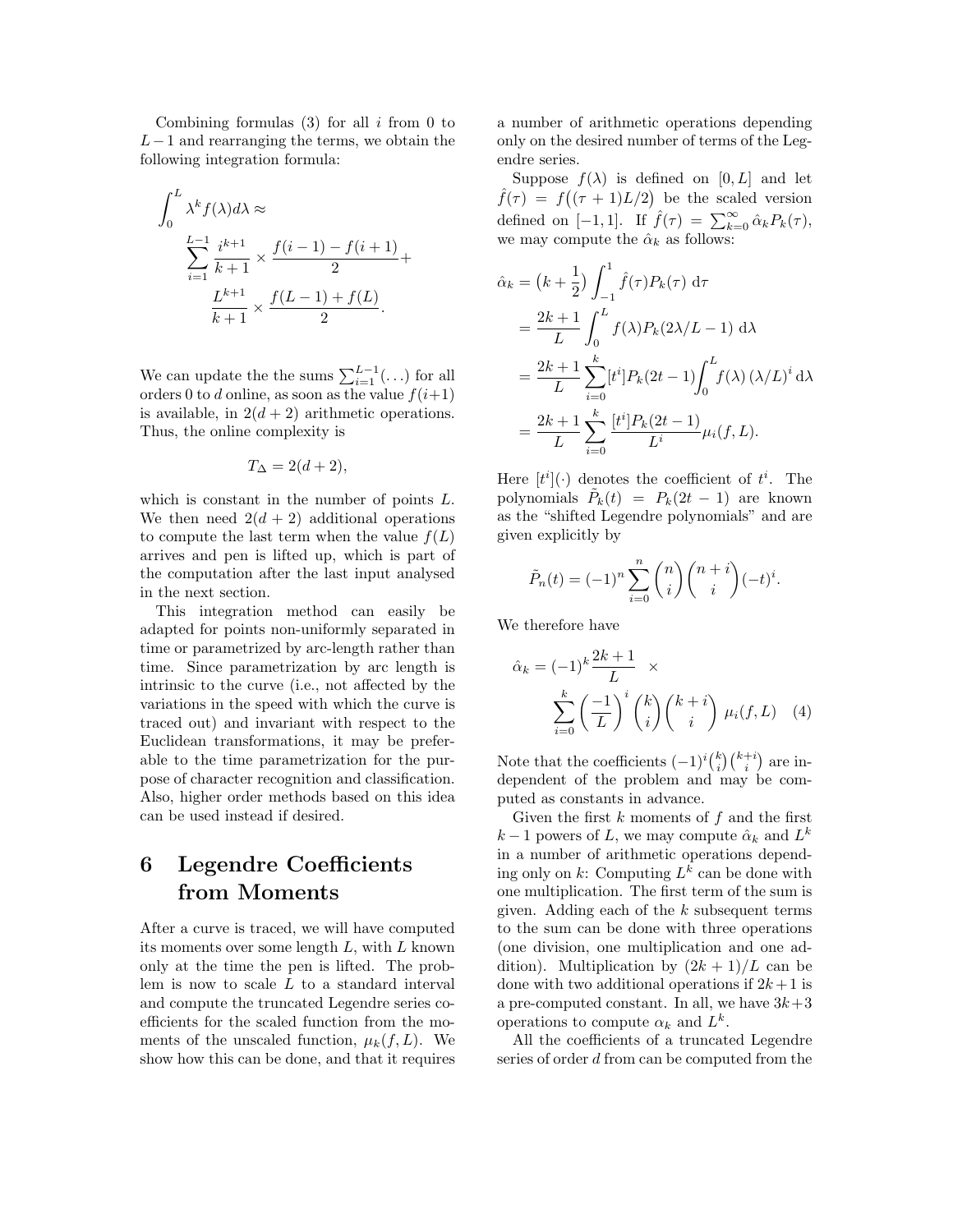Combining formulas (3) for all $i$ from 0 to $L-1$ and rearranging the terms, we obtain the following integration formula:

$$\int_0^L \lambda^k f(\lambda) d\lambda \approx \sum_{i=1}^{L-1} \frac{i^{k+1}}{k+1} \times \frac{f(i-1) - f(i+1)}{2} + \frac{L^{k+1}}{k+1} \times \frac{f(L-1) + f(L)}{2}.$$

We can update the the sums $\sum_{i=1}^{L-1}(\ldots)$ for all orders 0 to $d$ online, as soon as the value $f(i+1)$ is available, in $2(d+2)$ arithmetic operations. Thus, the online complexity is

$$T_\Delta = 2(d+2),$$

which is constant in the number of points $L$. We then need $2(d+2)$ additional operations to compute the last term when the value $f(L)$ arrives and pen is lifted up, which is part of the computation after the last input analysed in the next section.

This integration method can easily be adapted for points non-uniformly separated in time or parametrized by arc-length rather than time. Since parametrization by arc length is intrinsic to the curve (i.e., not affected by the variations in the speed with which the curve is traced out) and invariant with respect to the Euclidean transformations, it may be preferable to the time parametrization for the purpose of character recognition and classification. Also, higher order methods based on this idea can be used instead if desired.

# 6 Legendre Coefficients from Moments

After a curve is traced, we will have computed its moments over some length $L$, with $L$ known only at the time the pen is lifted. The problem is now to scale $L$ to a standard interval and compute the truncated Legendre series coefficients for the scaled function from the moments of the unscaled function, $\mu_k(f, L)$. We show how this can be done, and that it requires a number of arithmetic operations depending only on the desired number of terms of the Legendre series.

Suppose $f(\lambda)$ is defined on $[0, L]$ and let $\hat{f}(\tau) = f\big((\tau+1)L/2\big)$ be the scaled version defined on $[-1, 1]$. If $\hat{f}(\tau) = \sum_{k=0}^{\infty} \hat{\alpha}_k P_k(\tau)$, we may compute the $\hat{\alpha}_k$ as follows:

$$\begin{aligned}
\hat{\alpha}_k &= \big(k + \tfrac{1}{2}\big) \int_{-1}^{1} \hat{f}(\tau) P_k(\tau) \, \mathrm{d}\tau \\
&= \frac{2k+1}{L} \int_0^L f(\lambda) P_k(2\lambda/L - 1) \, \mathrm{d}\lambda \\
&= \frac{2k+1}{L} \sum_{i=0}^{k} [t^i] P_k(2t-1) \int_0^L f(\lambda) \, (\lambda/L)^i \, \mathrm{d}\lambda \\
&= \frac{2k+1}{L} \sum_{i=0}^{k} \frac{[t^i] P_k(2t-1)}{L^i} \mu_i(f, L).
\end{aligned}$$

Here $[t^i](\cdot)$ denotes the coefficient of $t^i$. The polynomials $\tilde{P}_k(t) = P_k(2t-1)$ are known as the "shifted Legendre polynomials" and are given explicitly by

$$\tilde{P}_n(t) = (-1)^n \sum_{i=0}^{n} \binom{n}{i} \binom{n+i}{i} (-t)^i.$$

We therefore have

$$\hat{\alpha}_k = (-1)^k \frac{2k+1}{L} \times \sum_{i=0}^{k} \left(\frac{-1}{L}\right)^i \binom{k}{i} \binom{k+i}{i} \mu_i(f, L) \quad (4)$$

Note that the coefficients $(-1)^i \binom{k}{i} \binom{k+i}{i}$ are independent of the problem and may be computed as constants in advance.

Given the first $k$ moments of $f$ and the first $k-1$ powers of $L$, we may compute $\hat{\alpha}_k$ and $L^k$ in a number of arithmetic operations depending only on $k$: Computing $L^k$ can be done with one multiplication. The first term of the sum is given. Adding each of the $k$ subsequent terms to the sum can be done with three operations (one division, one multiplication and one addition). Multiplication by $(2k+1)/L$ can be done with two additional operations if $2k+1$ is a pre-computed constant. In all, we have $3k+3$ operations to compute $\alpha_k$ and $L^k$.

All the coefficients of a truncated Legendre series of order $d$ from can be computed from the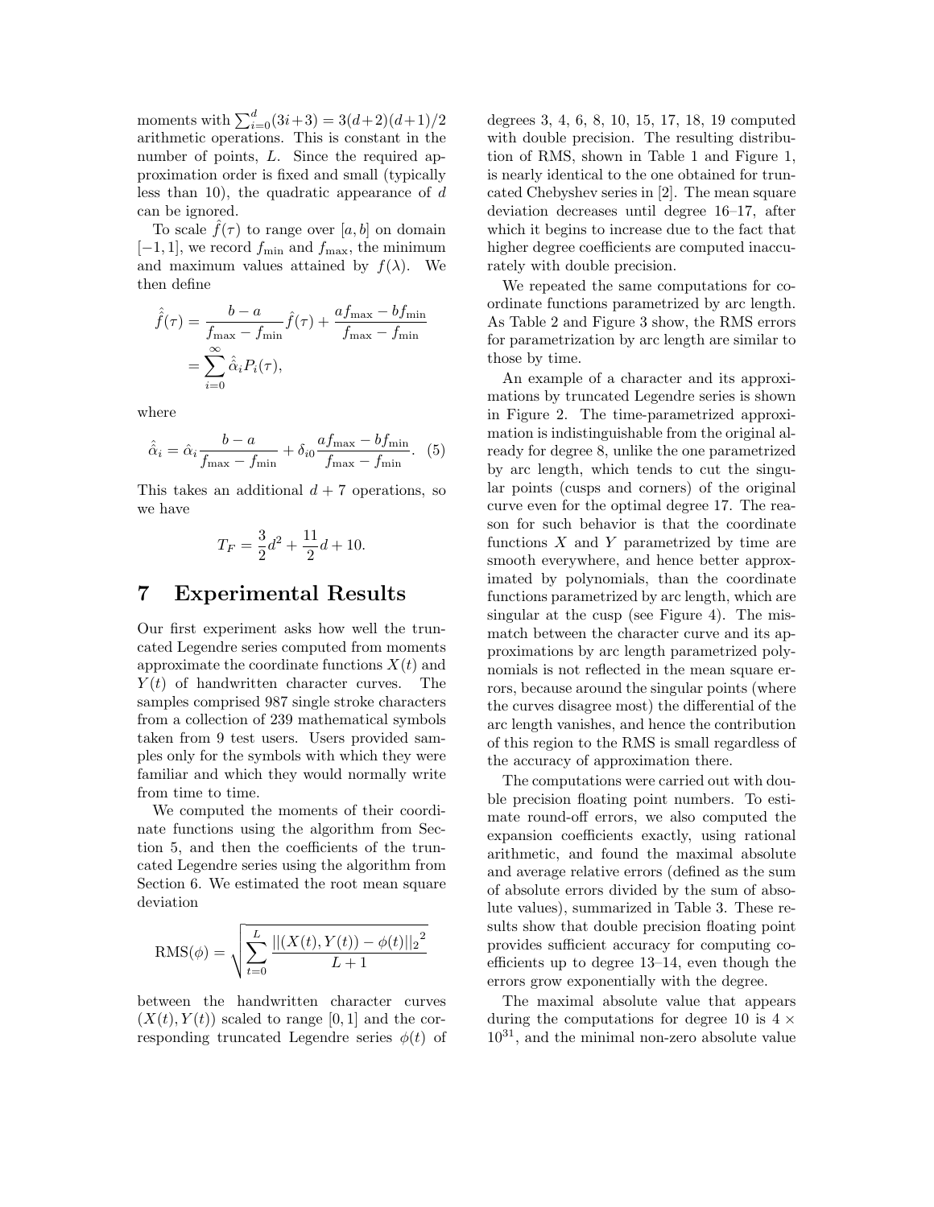moments with $\sum_{i=0}^{d}(3i+3) = 3(d+2)(d+1)/2$ arithmetic operations. This is constant in the number of points, $L$. Since the required approximation order is fixed and small (typically less than 10), the quadratic appearance of $d$ can be ignored.

To scale $\hat{f}(\tau)$ to range over $[a, b]$ on domain $[-1, 1]$, we record $f_{\min}$ and $f_{\max}$, the minimum and maximum values attained by $f(\lambda)$. We then define

$$\begin{aligned}\hat{\hat{f}}(\tau) &= \frac{b-a}{f_{\max}-f_{\min}}\hat{f}(\tau) + \frac{af_{\max}-bf_{\min}}{f_{\max}-f_{\min}} \\ &= \sum_{i=0}^{\infty} \hat{\hat{\alpha}}_i P_i(\tau),\end{aligned}$$

where

$$\hat{\hat{\alpha}}_i = \hat{\alpha}_i \frac{b-a}{f_{\max}-f_{\min}} + \delta_{i0}\frac{af_{\max}-bf_{\min}}{f_{\max}-f_{\min}}. \quad (5)$$

This takes an additional $d+7$ operations, so we have

$$T_F = \frac{3}{2}d^2 + \frac{11}{2}d + 10.$$

# 7 Experimental Results

Our first experiment asks how well the truncated Legendre series computed from moments approximate the coordinate functions $X(t)$ and $Y(t)$ of handwritten character curves. The samples comprised 987 single stroke characters from a collection of 239 mathematical symbols taken from 9 test users. Users provided samples only for the symbols with which they were familiar and which they would normally write from time to time.

We computed the moments of their coordinate functions using the algorithm from Section 5, and then the coefficients of the truncated Legendre series using the algorithm from Section 6. We estimated the root mean square deviation

$$\mathrm{RMS}(\phi) = \sqrt{\sum_{t=0}^{L} \frac{||(X(t), Y(t)) - \phi(t)||_2{}^2}{L+1}}$$

between the handwritten character curves $(X(t), Y(t))$ scaled to range $[0, 1]$ and the corresponding truncated Legendre series $\phi(t)$ of degrees 3, 4, 6, 8, 10, 15, 17, 18, 19 computed with double precision. The resulting distribution of RMS, shown in Table 1 and Figure 1, is nearly identical to the one obtained for truncated Chebyshev series in [2]. The mean square deviation decreases until degree 16–17, after which it begins to increase due to the fact that higher degree coefficients are computed inaccurately with double precision.

We repeated the same computations for coordinate functions parametrized by arc length. As Table 2 and Figure 3 show, the RMS errors for parametrization by arc length are similar to those by time.

An example of a character and its approximations by truncated Legendre series is shown in Figure 2. The time-parametrized approximation is indistinguishable from the original already for degree 8, unlike the one parametrized by arc length, which tends to cut the singular points (cusps and corners) of the original curve even for the optimal degree 17. The reason for such behavior is that the coordinate functions $X$ and $Y$ parametrized by time are smooth everywhere, and hence better approximated by polynomials, than the coordinate functions parametrized by arc length, which are singular at the cusp (see Figure 4). The mismatch between the character curve and its approximations by arc length parametrized polynomials is not reflected in the mean square errors, because around the singular points (where the curves disagree most) the differential of the arc length vanishes, and hence the contribution of this region to the RMS is small regardless of the accuracy of approximation there.

The computations were carried out with double precision floating point numbers. To estimate round-off errors, we also computed the expansion coefficients exactly, using rational arithmetic, and found the maximal absolute and average relative errors (defined as the sum of absolute errors divided by the sum of absolute values), summarized in Table 3. These results show that double precision floating point provides sufficient accuracy for computing coefficients up to degree 13–14, even though the errors grow exponentially with the degree.

The maximal absolute value that appears during the computations for degree 10 is $4 \times 10^{31}$, and the minimal non-zero absolute value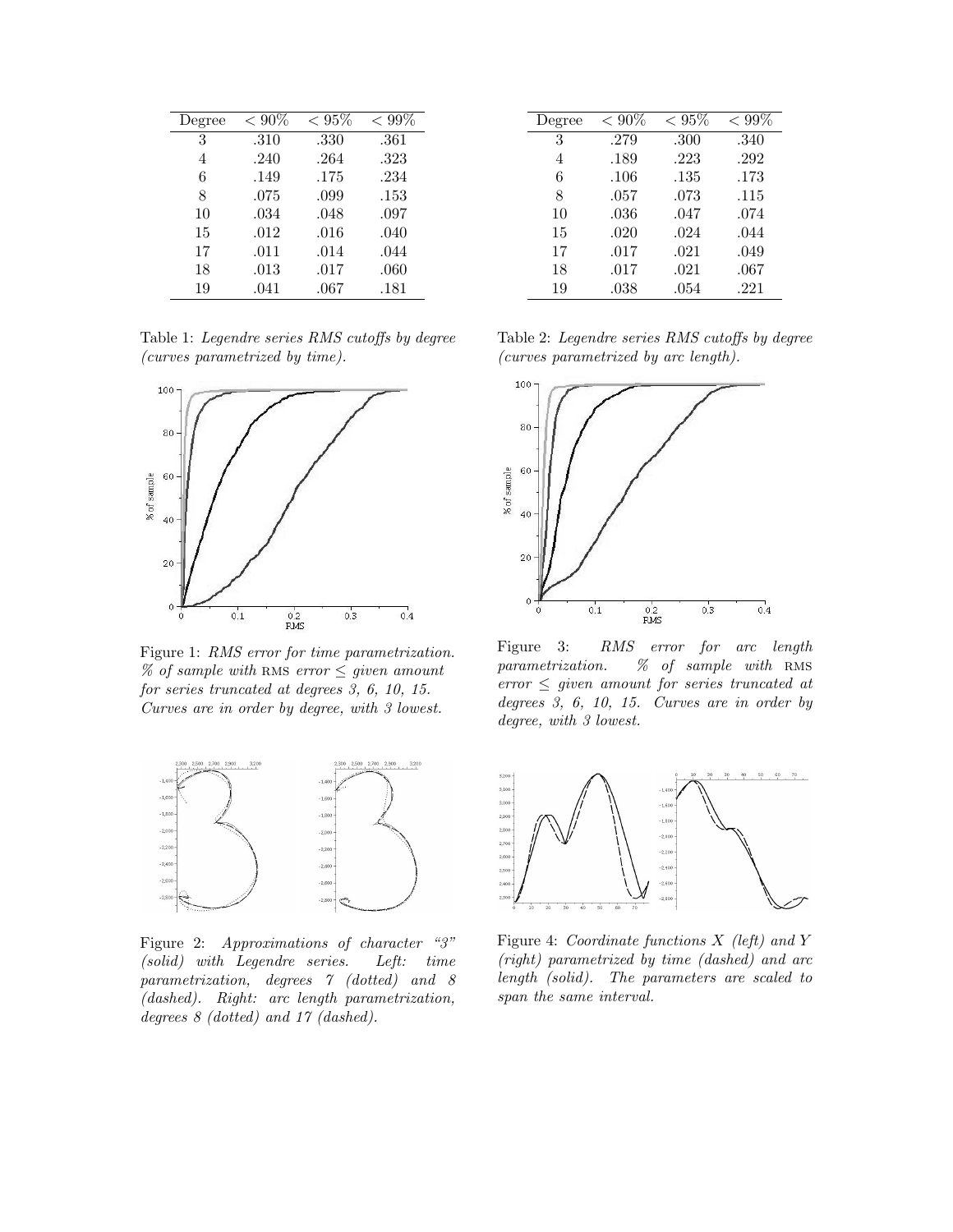| Degree | $< 90\%$ | $< 95\%$ | $< 99\%$ |
|---|---|---|---|
| 3 | .310 | .330 | .361 |
| 4 | .240 | .264 | .323 |
| 6 | .149 | .175 | .234 |
| 8 | .075 | .099 | .153 |
| 10 | .034 | .048 | .097 |
| 15 | .012 | .016 | .040 |
| 17 | .011 | .014 | .044 |
| 18 | .013 | .017 | .060 |
| 19 | .041 | .067 | .181 |

Table 1: *Legendre series RMS cutoffs by degree (curves parametrized by time).*

| Degree | $< 90\%$ | $< 95\%$ | $< 99\%$ |
|---|---|---|---|
| 3 | .279 | .300 | .340 |
| 4 | .189 | .223 | .292 |
| 6 | .106 | .135 | .173 |
| 8 | .057 | .073 | .115 |
| 10 | .036 | .047 | .074 |
| 15 | .020 | .024 | .044 |
| 17 | .017 | .021 | .049 |
| 18 | .017 | .021 | .067 |
| 19 | .038 | .054 | .221 |

Table 2: *Legendre series RMS cutoffs by degree (curves parametrized by arc length).*

Figure 1: *RMS error for time parametrization. % of sample with* RMS *error $\leq$ given amount for series truncated at degrees 3, 6, 10, 15. Curves are in order by degree, with 3 lowest.*

Figure 3: *RMS error for arc length parametrization. % of sample with* RMS *error $\leq$ given amount for series truncated at degrees 3, 6, 10, 15. Curves are in order by degree, with 3 lowest.*

Figure 2: *Approximations of character "3" (solid) with Legendre series. Left: time parametrization, degrees 7 (dotted) and 8 (dashed). Right: arc length parametrization, degrees 8 (dotted) and 17 (dashed).*

Figure 4: *Coordinate functions $X$ (left) and $Y$ (right) parametrized by time (dashed) and arc length (solid). The parameters are scaled to span the same interval.*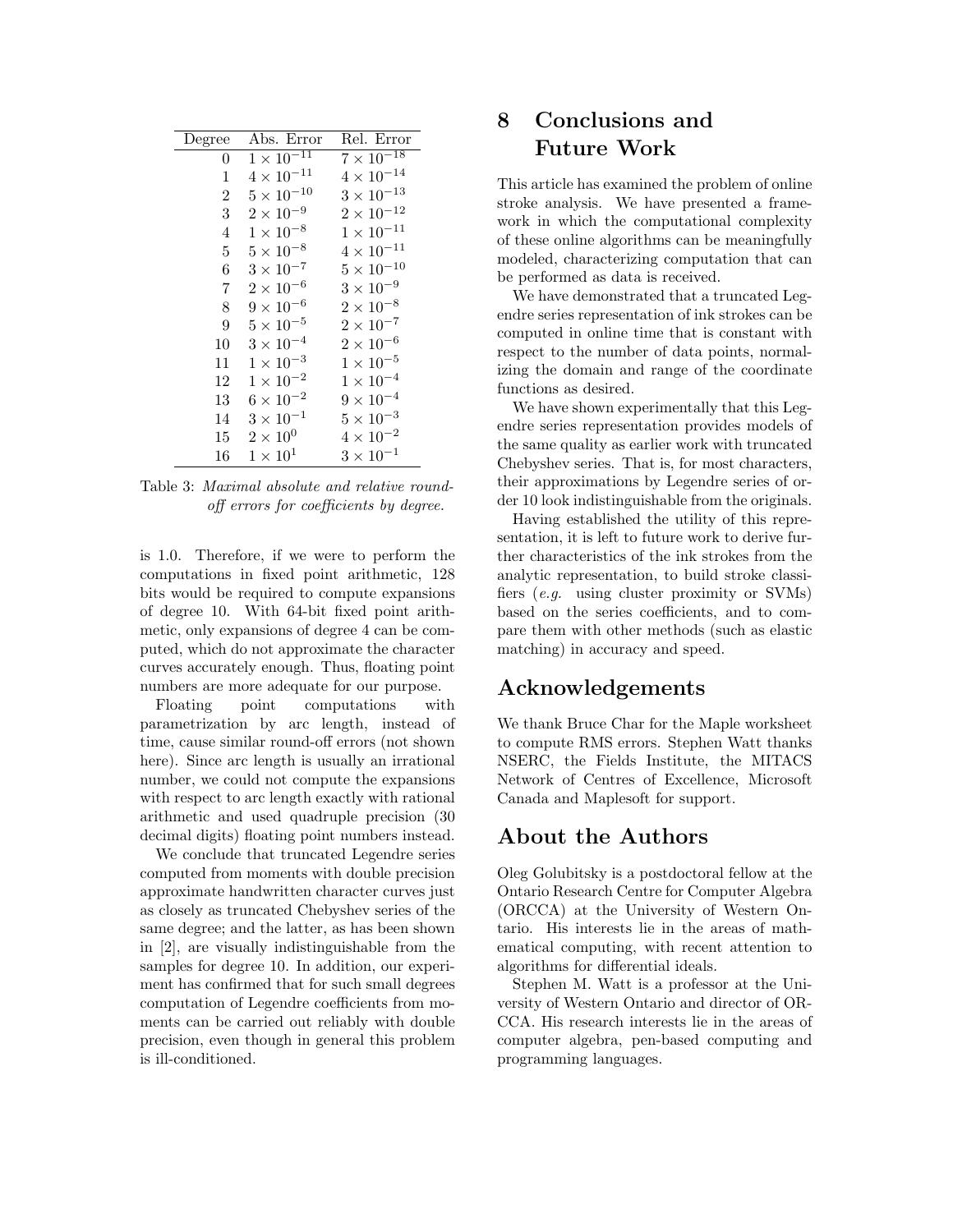| Degree | Abs. Error | Rel. Error |
|---|---|---|
| 0 | $1 \times 10^{-11}$ | $7 \times 10^{-18}$ |
| 1 | $4 \times 10^{-11}$ | $4 \times 10^{-14}$ |
| 2 | $5 \times 10^{-10}$ | $3 \times 10^{-13}$ |
| 3 | $2 \times 10^{-9}$ | $2 \times 10^{-12}$ |
| 4 | $1 \times 10^{-8}$ | $1 \times 10^{-11}$ |
| 5 | $5 \times 10^{-8}$ | $4 \times 10^{-11}$ |
| 6 | $3 \times 10^{-7}$ | $5 \times 10^{-10}$ |
| 7 | $2 \times 10^{-6}$ | $3 \times 10^{-9}$ |
| 8 | $9 \times 10^{-6}$ | $2 \times 10^{-8}$ |
| 9 | $5 \times 10^{-5}$ | $2 \times 10^{-7}$ |
| 10 | $3 \times 10^{-4}$ | $2 \times 10^{-6}$ |
| 11 | $1 \times 10^{-3}$ | $1 \times 10^{-5}$ |
| 12 | $1 \times 10^{-2}$ | $1 \times 10^{-4}$ |
| 13 | $6 \times 10^{-2}$ | $9 \times 10^{-4}$ |
| 14 | $3 \times 10^{-1}$ | $5 \times 10^{-3}$ |
| 15 | $2 \times 10^{0}$ | $4 \times 10^{-2}$ |
| 16 | $1 \times 10^{1}$ | $3 \times 10^{-1}$ |

Table 3: *Maximal absolute and relative round-off errors for coefficients by degree.*

is 1.0. Therefore, if we were to perform the computations in fixed point arithmetic, 128 bits would be required to compute expansions of degree 10. With 64-bit fixed point arithmetic, only expansions of degree 4 can be computed, which do not approximate the character curves accurately enough. Thus, floating point numbers are more adequate for our purpose.

Floating point computations with parametrization by arc length, instead of time, cause similar round-off errors (not shown here). Since arc length is usually an irrational number, we could not compute the expansions with respect to arc length exactly with rational arithmetic and used quadruple precision (30 decimal digits) floating point numbers instead.

We conclude that truncated Legendre series computed from moments with double precision approximate handwritten character curves just as closely as truncated Chebyshev series of the same degree; and the latter, as has been shown in [2], are visually indistinguishable from the samples for degree 10. In addition, our experiment has confirmed that for such small degrees computation of Legendre coefficients from moments can be carried out reliably with double precision, even though in general this problem is ill-conditioned.

# 8 Conclusions and Future Work

This article has examined the problem of online stroke analysis. We have presented a framework in which the computational complexity of these online algorithms can be meaningfully modeled, characterizing computation that can be performed as data is received.

We have demonstrated that a truncated Legendre series representation of ink strokes can be computed in online time that is constant with respect to the number of data points, normalizing the domain and range of the coordinate functions as desired.

We have shown experimentally that this Legendre series representation provides models of the same quality as earlier work with truncated Chebyshev series. That is, for most characters, their approximations by Legendre series of order 10 look indistinguishable from the originals.

Having established the utility of this representation, it is left to future work to derive further characteristics of the ink strokes from the analytic representation, to build stroke classifiers (*e.g.* using cluster proximity or SVMs) based on the series coefficients, and to compare them with other methods (such as elastic matching) in accuracy and speed.

# Acknowledgements

We thank Bruce Char for the Maple worksheet to compute RMS errors. Stephen Watt thanks NSERC, the Fields Institute, the MITACS Network of Centres of Excellence, Microsoft Canada and Maplesoft for support.

# About the Authors

Oleg Golubitsky is a postdoctoral fellow at the Ontario Research Centre for Computer Algebra (ORCCA) at the University of Western Ontario. His interests lie in the areas of mathematical computing, with recent attention to algorithms for differential ideals.

Stephen M. Watt is a professor at the University of Western Ontario and director of ORCCA. His research interests lie in the areas of computer algebra, pen-based computing and programming languages.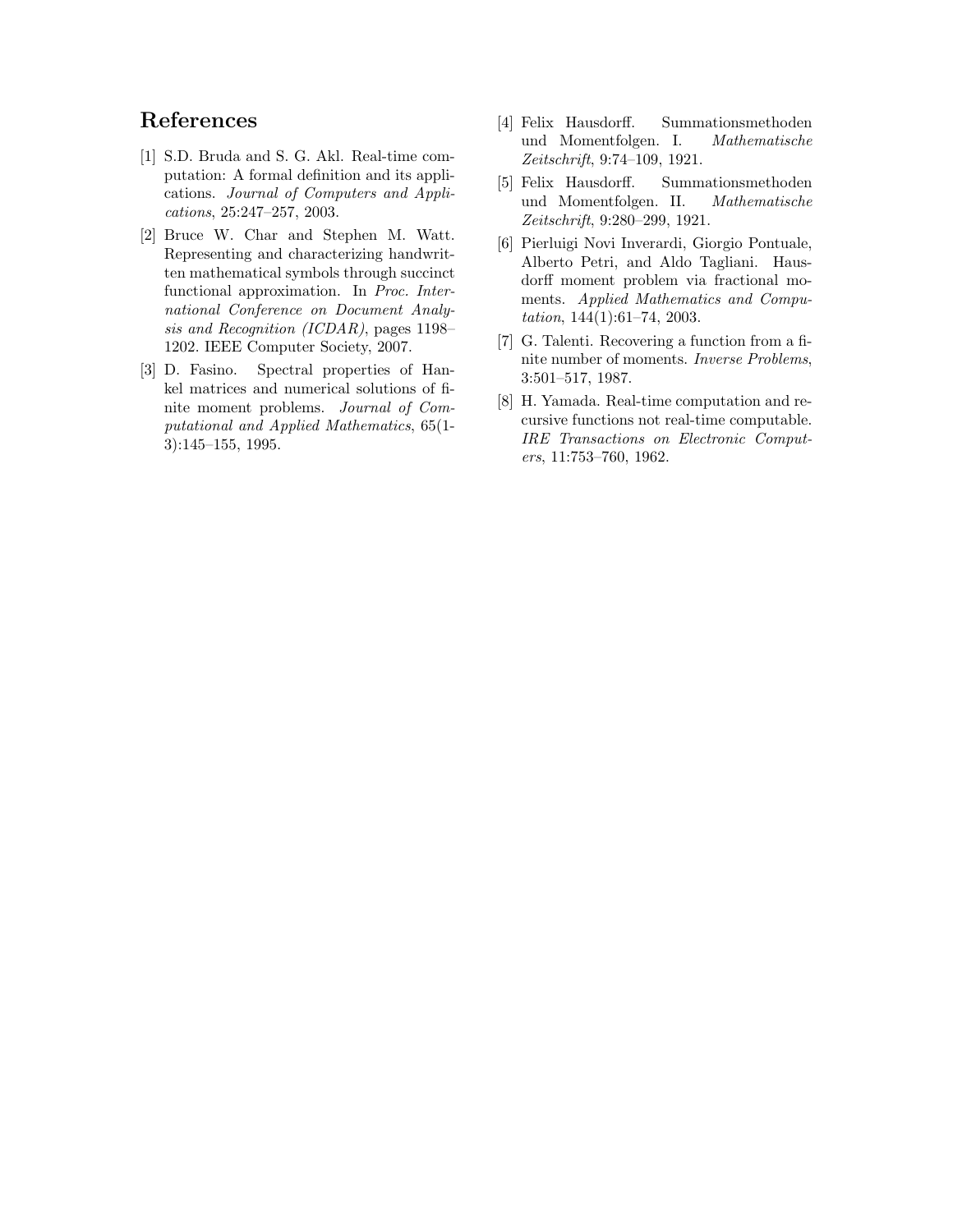## References

[1] S.D. Bruda and S. G. Akl. Real-time computation: A formal definition and its applications. *Journal of Computers and Applications*, 25:247–257, 2003.

[2] Bruce W. Char and Stephen M. Watt. Representing and characterizing handwritten mathematical symbols through succinct functional approximation. In *Proc. International Conference on Document Analysis and Recognition (ICDAR)*, pages 1198–1202. IEEE Computer Society, 2007.

[3] D. Fasino. Spectral properties of Hankel matrices and numerical solutions of finite moment problems. *Journal of Computational and Applied Mathematics*, 65(1-3):145–155, 1995.

[4] Felix Hausdorff. Summationsmethoden und Momentfolgen. I. *Mathematische Zeitschrift*, 9:74–109, 1921.

[5] Felix Hausdorff. Summationsmethoden und Momentfolgen. II. *Mathematische Zeitschrift*, 9:280–299, 1921.

[6] Pierluigi Novi Inverardi, Giorgio Pontuale, Alberto Petri, and Aldo Tagliani. Hausdorff moment problem via fractional moments. *Applied Mathematics and Computation*, 144(1):61–74, 2003.

[7] G. Talenti. Recovering a function from a finite number of moments. *Inverse Problems*, 3:501–517, 1987.

[8] H. Yamada. Real-time computation and recursive functions not real-time computable. *IRE Transactions on Electronic Computers*, 11:753–760, 1962.